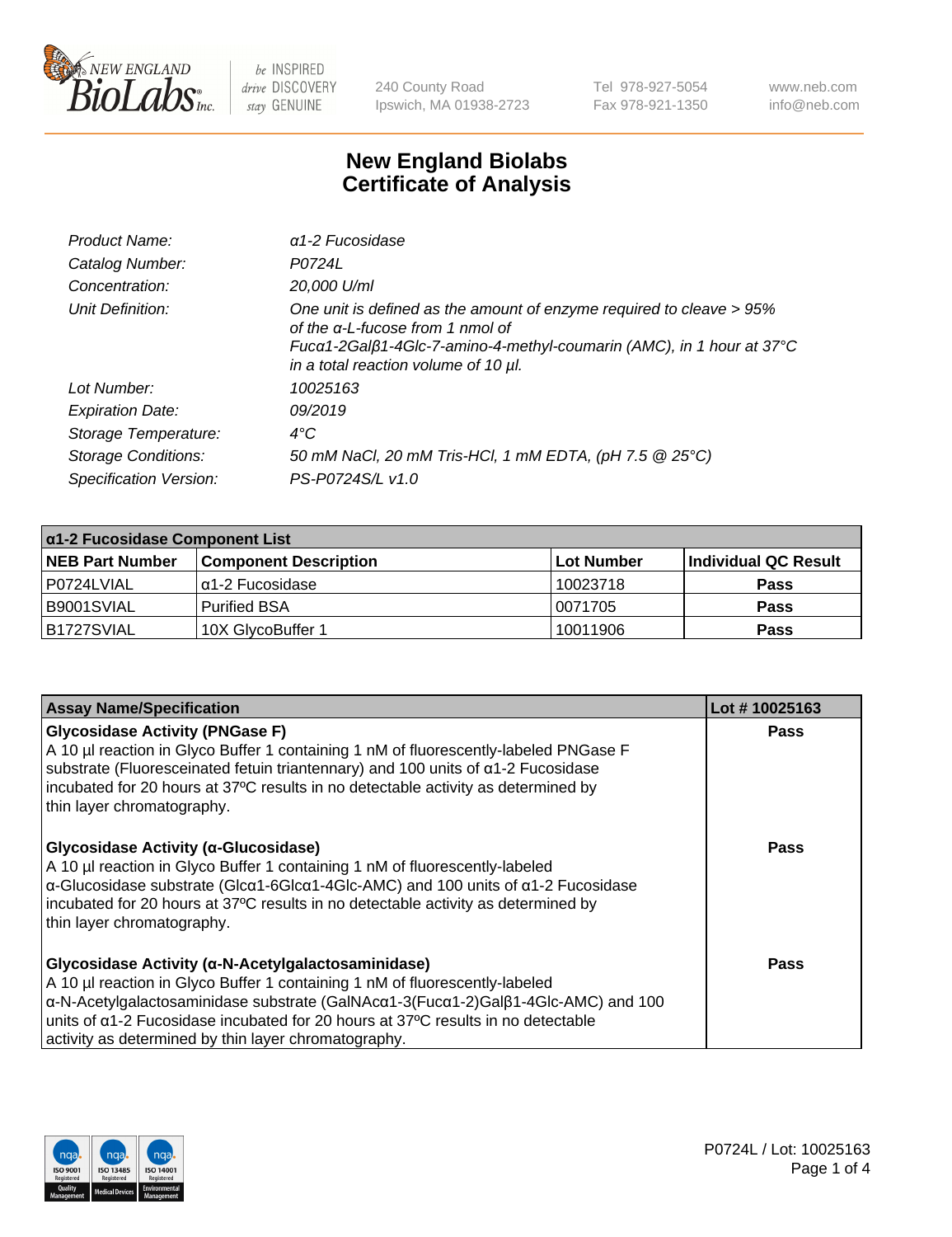New England BioLabs Inc. — be INSPIRED drive DISCOVERY stay GENUINE

240 County Road
Ipswich, MA 01938-2723

Tel 978-927-5054
Fax 978-921-1350

www.neb.com
info@neb.com

# New England Biolabs
# Certificate of Analysis

| | |
|---|---|
| *Product Name:* | *α1-2 Fucosidase* |
| *Catalog Number:* | *P0724L* |
| *Concentration:* | *20,000 U/ml* |
| *Unit Definition:* | *One unit is defined as the amount of enzyme required to cleave > 95% of the α-L-fucose from 1 nmol of Fucα1-2Galβ1-4Glc-7-amino-4-methyl-coumarin (AMC), in 1 hour at 37°C in a total reaction volume of 10 µl.* |
| *Lot Number:* | *10025163* |
| *Expiration Date:* | *09/2019* |
| *Storage Temperature:* | *4°C* |
| *Storage Conditions:* | *50 mM NaCl, 20 mM Tris-HCl, 1 mM EDTA, (pH 7.5 @ 25°C)* |
| *Specification Version:* | *PS-P0724S/L v1.0* |

| α1-2 Fucosidase Component List | | | |
|---|---|---|---|
| **NEB Part Number** | **Component Description** | **Lot Number** | **Individual QC Result** |
| P0724LVIAL | α1-2 Fucosidase | 10023718 | **Pass** |
| B9001SVIAL | Purified BSA | 0071705 | **Pass** |
| B1727SVIAL | 10X GlycoBuffer 1 | 10011906 | **Pass** |

| Assay Name/Specification | Lot # 10025163 |
|---|---|
| **Glycosidase Activity (PNGase F)**<br>A 10 µl reaction in Glyco Buffer 1 containing 1 nM of fluorescently-labeled PNGase F substrate (Fluoresceinated fetuin triantennary) and 100 units of α1-2 Fucosidase incubated for 20 hours at 37ºC results in no detectable activity as determined by thin layer chromatography. | **Pass** |
| **Glycosidase Activity (α-Glucosidase)**<br>A 10 µl reaction in Glyco Buffer 1 containing 1 nM of fluorescently-labeled α-Glucosidase substrate (Glcα1-6Glcα1-4Glc-AMC) and 100 units of α1-2 Fucosidase incubated for 20 hours at 37ºC results in no detectable activity as determined by thin layer chromatography. | **Pass** |
| **Glycosidase Activity (α-N-Acetylgalactosaminidase)**<br>A 10 µl reaction in Glyco Buffer 1 containing 1 nM of fluorescently-labeled α-N-Acetylgalactosaminidase substrate (GalNAcα1-3(Fucα1-2)Galβ1-4Glc-AMC) and 100 units of α1-2 Fucosidase incubated for 20 hours at 37ºC results in no detectable activity as determined by thin layer chromatography. | **Pass** |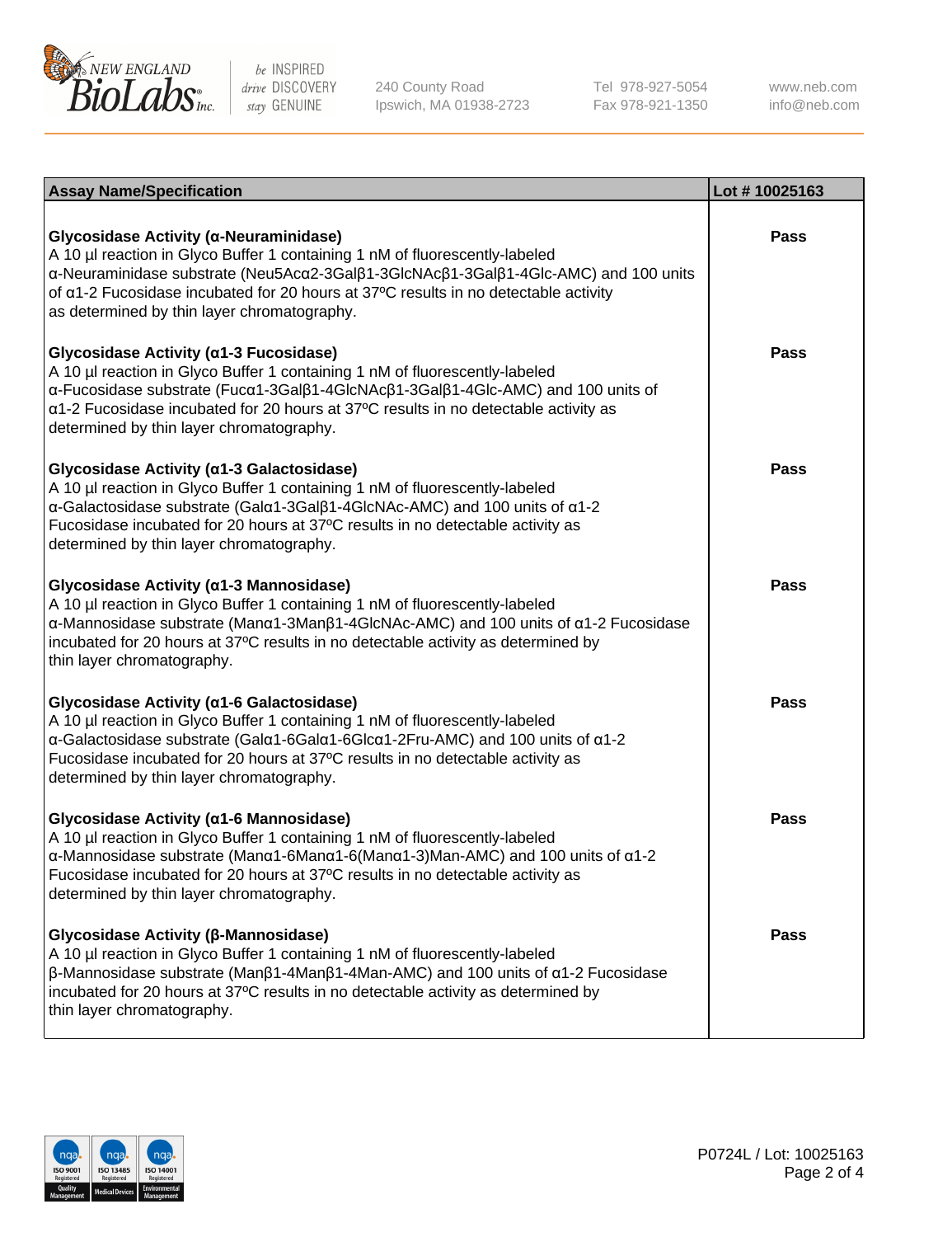| Assay Name/Specification | Lot # 10025163 |
| --- | --- |
| **Glycosidase Activity (α-Neuraminidase)**<br>A 10 µl reaction in Glyco Buffer 1 containing 1 nM of fluorescently-labeled α-Neuraminidase substrate (Neu5Acα2-3Galβ1-3GlcNAcβ1-3Galβ1-4Glc-AMC) and 100 units of α1-2 Fucosidase incubated for 20 hours at 37ºC results in no detectable activity as determined by thin layer chromatography. | Pass |
| **Glycosidase Activity (α1-3 Fucosidase)**<br>A 10 µl reaction in Glyco Buffer 1 containing 1 nM of fluorescently-labeled α-Fucosidase substrate (Fucα1-3Galβ1-4GlcNAcβ1-3Galβ1-4Glc-AMC) and 100 units of α1-2 Fucosidase incubated for 20 hours at 37ºC results in no detectable activity as determined by thin layer chromatography. | Pass |
| **Glycosidase Activity (α1-3 Galactosidase)**<br>A 10 µl reaction in Glyco Buffer 1 containing 1 nM of fluorescently-labeled α-Galactosidase substrate (Galα1-3Galβ1-4GlcNAc-AMC) and 100 units of α1-2 Fucosidase incubated for 20 hours at 37ºC results in no detectable activity as determined by thin layer chromatography. | Pass |
| **Glycosidase Activity (α1-3 Mannosidase)**<br>A 10 µl reaction in Glyco Buffer 1 containing 1 nM of fluorescently-labeled α-Mannosidase substrate (Manα1-3Manβ1-4GlcNAc-AMC) and 100 units of α1-2 Fucosidase incubated for 20 hours at 37ºC results in no detectable activity as determined by thin layer chromatography. | Pass |
| **Glycosidase Activity (α1-6 Galactosidase)**<br>A 10 µl reaction in Glyco Buffer 1 containing 1 nM of fluorescently-labeled α-Galactosidase substrate (Galα1-6Galα1-6Glcα1-2Fru-AMC) and 100 units of α1-2 Fucosidase incubated for 20 hours at 37ºC results in no detectable activity as determined by thin layer chromatography. | Pass |
| **Glycosidase Activity (α1-6 Mannosidase)**<br>A 10 µl reaction in Glyco Buffer 1 containing 1 nM of fluorescently-labeled α-Mannosidase substrate (Manα1-6Manα1-6(Manα1-3)Man-AMC) and 100 units of α1-2 Fucosidase incubated for 20 hours at 37ºC results in no detectable activity as determined by thin layer chromatography. | Pass |
| **Glycosidase Activity (β-Mannosidase)**<br>A 10 µl reaction in Glyco Buffer 1 containing 1 nM of fluorescently-labeled β-Mannosidase substrate (Manβ1-4Manβ1-4Man-AMC) and 100 units of α1-2 Fucosidase incubated for 20 hours at 37ºC results in no detectable activity as determined by thin layer chromatography. | Pass |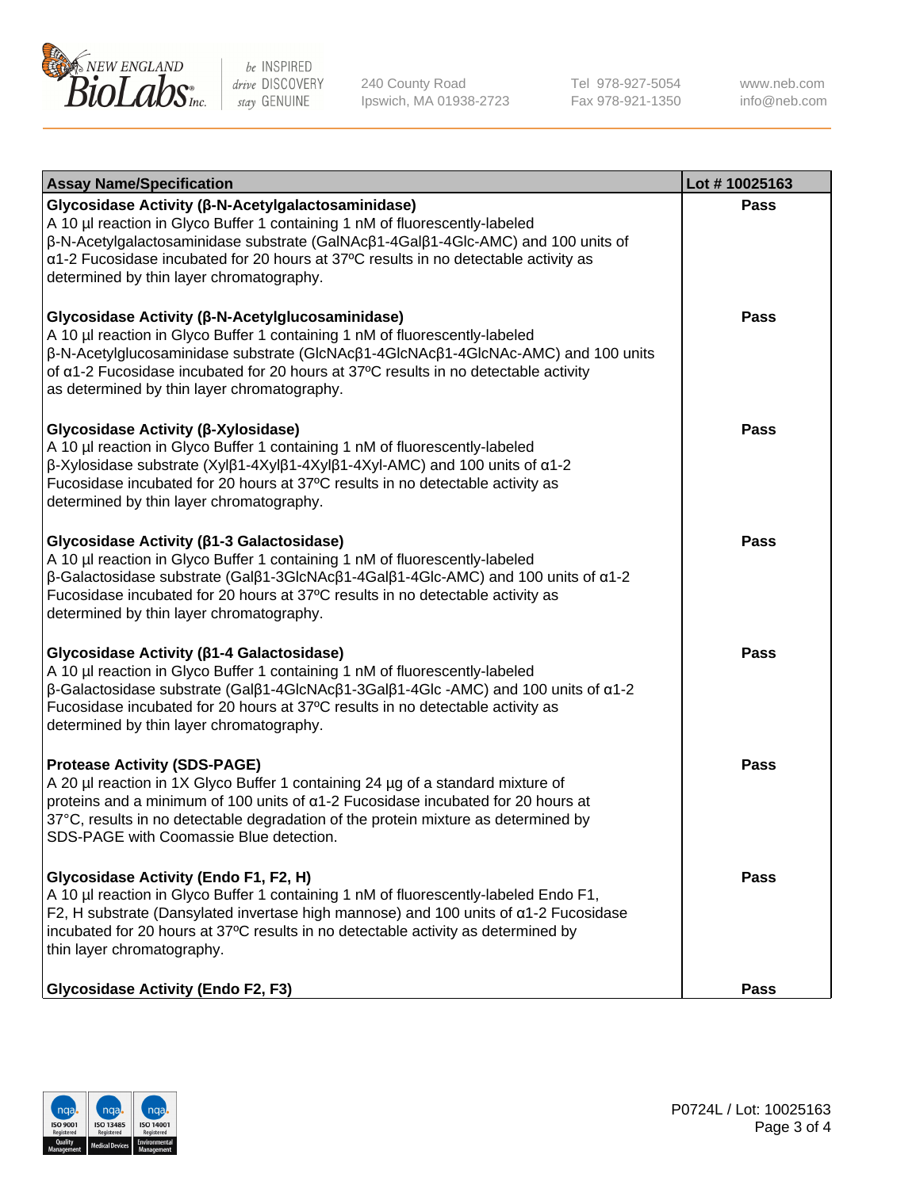| Assay Name/Specification | Lot # 10025163 |
|---|---|
| **Glycosidase Activity (β-N-Acetylgalactosaminidase)**<br>A 10 µl reaction in Glyco Buffer 1 containing 1 nM of fluorescently-labeled β-N-Acetylgalactosaminidase substrate (GalNAcβ1-4Galβ1-4Glc-AMC) and 100 units of α1-2 Fucosidase incubated for 20 hours at 37ºC results in no detectable activity as determined by thin layer chromatography. | **Pass** |
| **Glycosidase Activity (β-N-Acetylglucosaminidase)**<br>A 10 µl reaction in Glyco Buffer 1 containing 1 nM of fluorescently-labeled β-N-Acetylglucosaminidase substrate (GlcNAcβ1-4GlcNAcβ1-4GlcNAc-AMC) and 100 units of α1-2 Fucosidase incubated for 20 hours at 37ºC results in no detectable activity as determined by thin layer chromatography. | **Pass** |
| **Glycosidase Activity (β-Xylosidase)**<br>A 10 µl reaction in Glyco Buffer 1 containing 1 nM of fluorescently-labeled β-Xylosidase substrate (Xylβ1-4Xylβ1-4Xylβ1-4Xyl-AMC) and 100 units of α1-2 Fucosidase incubated for 20 hours at 37ºC results in no detectable activity as determined by thin layer chromatography. | **Pass** |
| **Glycosidase Activity (β1-3 Galactosidase)**<br>A 10 µl reaction in Glyco Buffer 1 containing 1 nM of fluorescently-labeled β-Galactosidase substrate (Galβ1-3GlcNAcβ1-4Galβ1-4Glc-AMC) and 100 units of α1-2 Fucosidase incubated for 20 hours at 37ºC results in no detectable activity as determined by thin layer chromatography. | **Pass** |
| **Glycosidase Activity (β1-4 Galactosidase)**<br>A 10 µl reaction in Glyco Buffer 1 containing 1 nM of fluorescently-labeled β-Galactosidase substrate (Galβ1-4GlcNAcβ1-3Galβ1-4Glc -AMC) and 100 units of α1-2 Fucosidase incubated for 20 hours at 37ºC results in no detectable activity as determined by thin layer chromatography. | **Pass** |
| **Protease Activity (SDS-PAGE)**<br>A 20 µl reaction in 1X Glyco Buffer 1 containing 24 µg of a standard mixture of proteins and a minimum of 100 units of α1-2 Fucosidase incubated for 20 hours at 37°C, results in no detectable degradation of the protein mixture as determined by SDS-PAGE with Coomassie Blue detection. | **Pass** |
| **Glycosidase Activity (Endo F1, F2, H)**<br>A 10 µl reaction in Glyco Buffer 1 containing 1 nM of fluorescently-labeled Endo F1, F2, H substrate (Dansylated invertase high mannose) and 100 units of α1-2 Fucosidase incubated for 20 hours at 37ºC results in no detectable activity as determined by thin layer chromatography. | **Pass** |
| **Glycosidase Activity (Endo F2, F3)** | **Pass** |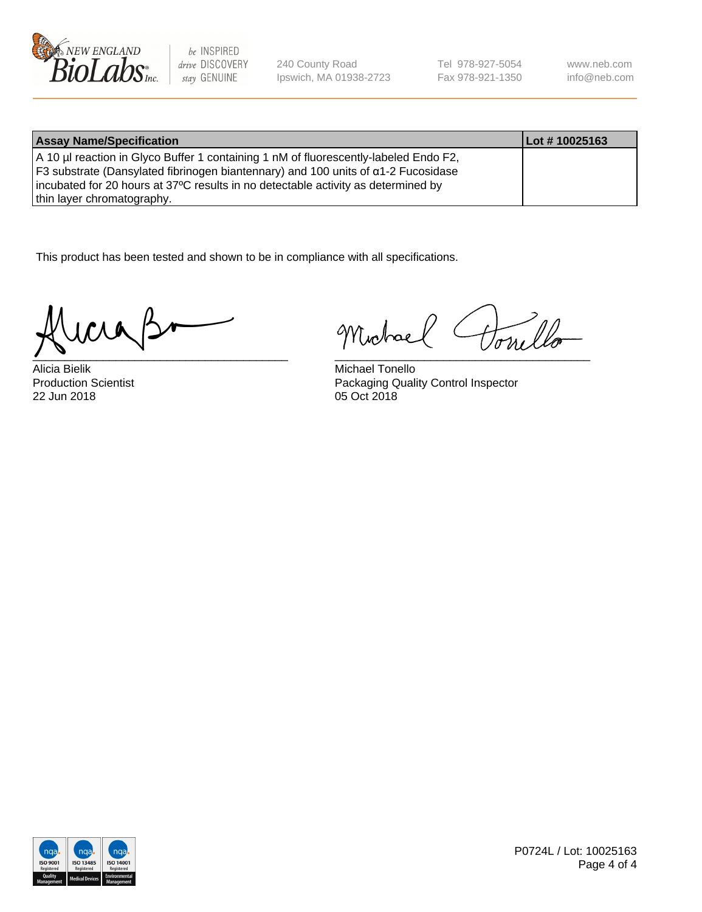| Assay Name/Specification | Lot # 10025163 |
| --- | --- |
| A 10 µl reaction in Glyco Buffer 1 containing 1 nM of fluorescently-labeled Endo F2, F3 substrate (Dansylated fibrinogen biantennary) and 100 units of α1-2 Fucosidase incubated for 20 hours at 37ºC results in no detectable activity as determined by thin layer chromatography. | |

This product has been tested and shown to be in compliance with all specifications.

Alicia Bielik
Production Scientist
22 Jun 2018

Michael Tonello
Packaging Quality Control Inspector
05 Oct 2018

P0724L / Lot: 10025163